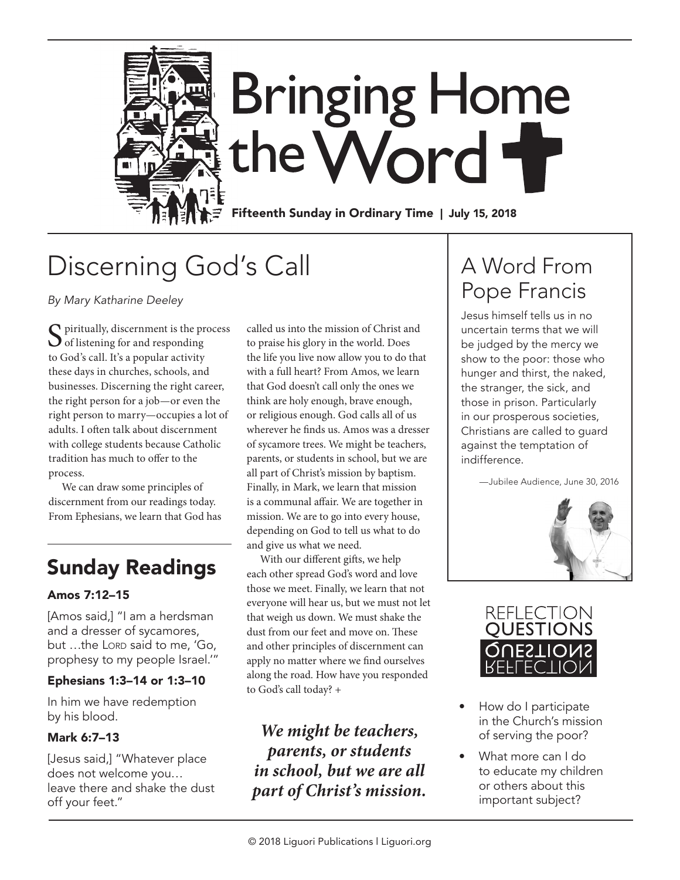# Bringing Home the Word

**Fifteenth Sunday in Ordinary Time | July 15, 2018**

## Discerning God's Call

*By Mary Katharine Deeley*

Spiritually, discernment is the process of listening for and responding to God's call. It's a popular activity these days in churches, schools, and businesses. Discerning the right career, the right person for a job—or even the right person to marry—occupies a lot of adults. I often talk about discernment with college students because Catholic tradition has much to offer to the process.

We can draw some principles of discernment from our readings today. From Ephesians, we learn that God has called us into the mission of Christ and to praise his glory in the world. Does the life you live now allow you to do that with a full heart? From Amos, we learn that God doesn't call only the ones we think are holy enough, brave enough, or religious enough. God calls all of us wherever he finds us. Amos was a dresser of sycamore trees. We might be teachers, parents, or students in school, but we are all part of Christ's mission by baptism. Finally, in Mark, we learn that mission is a communal affair. We are together in mission. We are to go into every house, depending on God to tell us what to do and give us what we need.

With our different gifts, we help each other spread God's word and love those we meet. Finally, we learn that not everyone will hear us, but we must not let that weigh us down. We must shake the dust from our feet and move on. These and other principles of discernment can apply no matter where we find ourselves along the road. How have you responded to God's call today? +

***We might be teachers, parents, or students in school, but we are all part of Christ's mission.***

## Sunday Readings

### Amos 7:12–15

[Amos said,] "I am a herdsman and a dresser of sycamores, but …the Lord said to me, 'Go, prophesy to my people Israel.'"

### Ephesians 1:3–14 or 1:3–10

In him we have redemption by his blood.

### Mark 6:7–13

[Jesus said,] "Whatever place does not welcome you… leave there and shake the dust off your feet."

## A Word From Pope Francis

Jesus himself tells us in no uncertain terms that we will be judged by the mercy we show to the poor: those who hunger and thirst, the naked, the stranger, the sick, and those in prison. Particularly in our prosperous societies, Christians are called to guard against the temptation of indifference.

—Jubilee Audience, June 30, 2016

## Reflection Questions

- How do I participate in the Church's mission of serving the poor?
- What more can I do to educate my children or others about this important subject?

© 2018 Liguori Publications | Liguori.org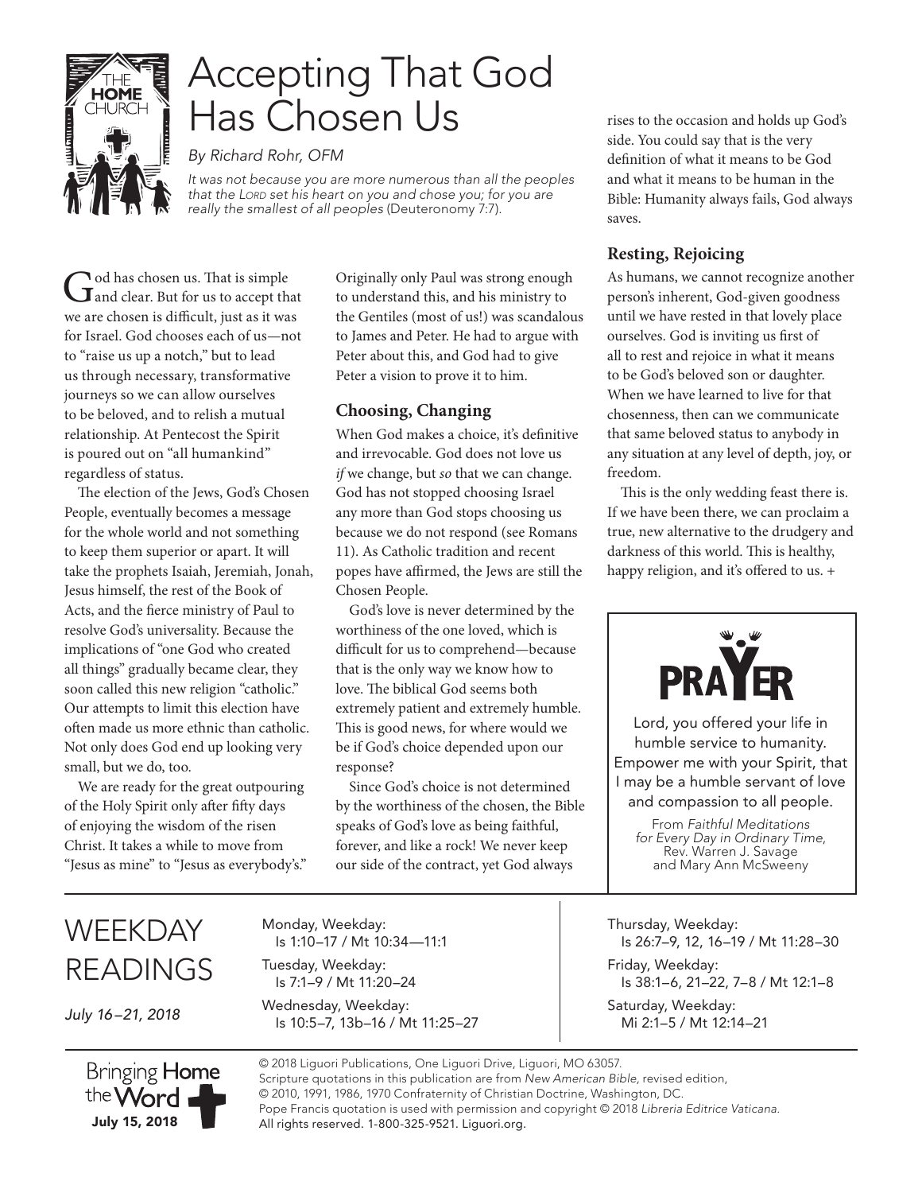# Accepting That God Has Chosen Us

*By Richard Rohr, OFM*

*It was not because you are more numerous than all the peoples that the LORD set his heart on you and chose you; for you are really the smallest of all peoples* (Deuteronomy 7:7).

God has chosen us. That is simple and clear. But for us to accept that we are chosen is difficult, just as it was for Israel. God chooses each of us—not to "raise us up a notch," but to lead us through necessary, transformative journeys so we can allow ourselves to be beloved, and to relish a mutual relationship. At Pentecost the Spirit is poured out on "all humankind" regardless of status.

The election of the Jews, God's Chosen People, eventually becomes a message for the whole world and not something to keep them superior or apart. It will take the prophets Isaiah, Jeremiah, Jonah, Jesus himself, the rest of the Book of Acts, and the fierce ministry of Paul to resolve God's universality. Because the implications of "one God who created all things" gradually became clear, they soon called this new religion "catholic." Our attempts to limit this election have often made us more ethnic than catholic. Not only does God end up looking very small, but we do, too.

We are ready for the great outpouring of the Holy Spirit only after fifty days of enjoying the wisdom of the risen Christ. It takes a while to move from "Jesus as mine" to "Jesus as everybody's." Originally only Paul was strong enough to understand this, and his ministry to the Gentiles (most of us!) was scandalous to James and Peter. He had to argue with Peter about this, and God had to give Peter a vision to prove it to him.

### Choosing, Changing

When God makes a choice, it's definitive and irrevocable. God does not love us *if* we change, but *so* that we can change. God has not stopped choosing Israel any more than God stops choosing us because we do not respond (see Romans 11). As Catholic tradition and recent popes have affirmed, the Jews are still the Chosen People.

God's love is never determined by the worthiness of the one loved, which is difficult for us to comprehend—because that is the only way we know how to love. The biblical God seems both extremely patient and extremely humble. This is good news, for where would we be if God's choice depended upon our response?

Since God's choice is not determined by the worthiness of the chosen, the Bible speaks of God's love as being faithful, forever, and like a rock! We never keep our side of the contract, yet God always rises to the occasion and holds up God's side. You could say that is the very definition of what it means to be God and what it means to be human in the Bible: Humanity always fails, God always saves.

### Resting, Rejoicing

As humans, we cannot recognize another person's inherent, God-given goodness until we have rested in that lovely place ourselves. God is inviting us first of all to rest and rejoice in what it means to be God's beloved son or daughter. When we have learned to live for that chosenness, then can we communicate that same beloved status to anybody in any situation at any level of depth, joy, or freedom.

This is the only wedding feast there is. If we have been there, we can proclaim a true, new alternative to the drudgery and darkness of this world. This is healthy, happy religion, and it's offered to us. +

## PRAYER

Lord, you offered your life in humble service to humanity. Empower me with your Spirit, that I may be a humble servant of love and compassion to all people.

From *Faithful Meditations for Every Day in Ordinary Time*, Rev. Warren J. Savage and Mary Ann McSweeny

## WEEKDAY READINGS

*July 16–21, 2018*

Monday, Weekday:
Is 1:10–17 / Mt 10:34—11:1

Tuesday, Weekday:
Is 7:1–9 / Mt 11:20–24

Wednesday, Weekday:
Is 10:5–7, 13b–16 / Mt 11:25–27

Thursday, Weekday:
Is 26:7–9, 12, 16–19 / Mt 11:28–30

Friday, Weekday:
Is 38:1–6, 21–22, 7–8 / Mt 12:1–8

Saturday, Weekday:
Mi 2:1–5 / Mt 12:14–21

Bringing Home the Word
July 15, 2018

© 2018 Liguori Publications, One Liguori Drive, Liguori, MO 63057.
Scripture quotations in this publication are from *New American Bible*, revised edition, © 2010, 1991, 1986, 1970 Confraternity of Christian Doctrine, Washington, DC.
Pope Francis quotation is used with permission and copyright © 2018 *Libreria Editrice Vaticana*.
All rights reserved. 1-800-325-9521. Liguori.org.